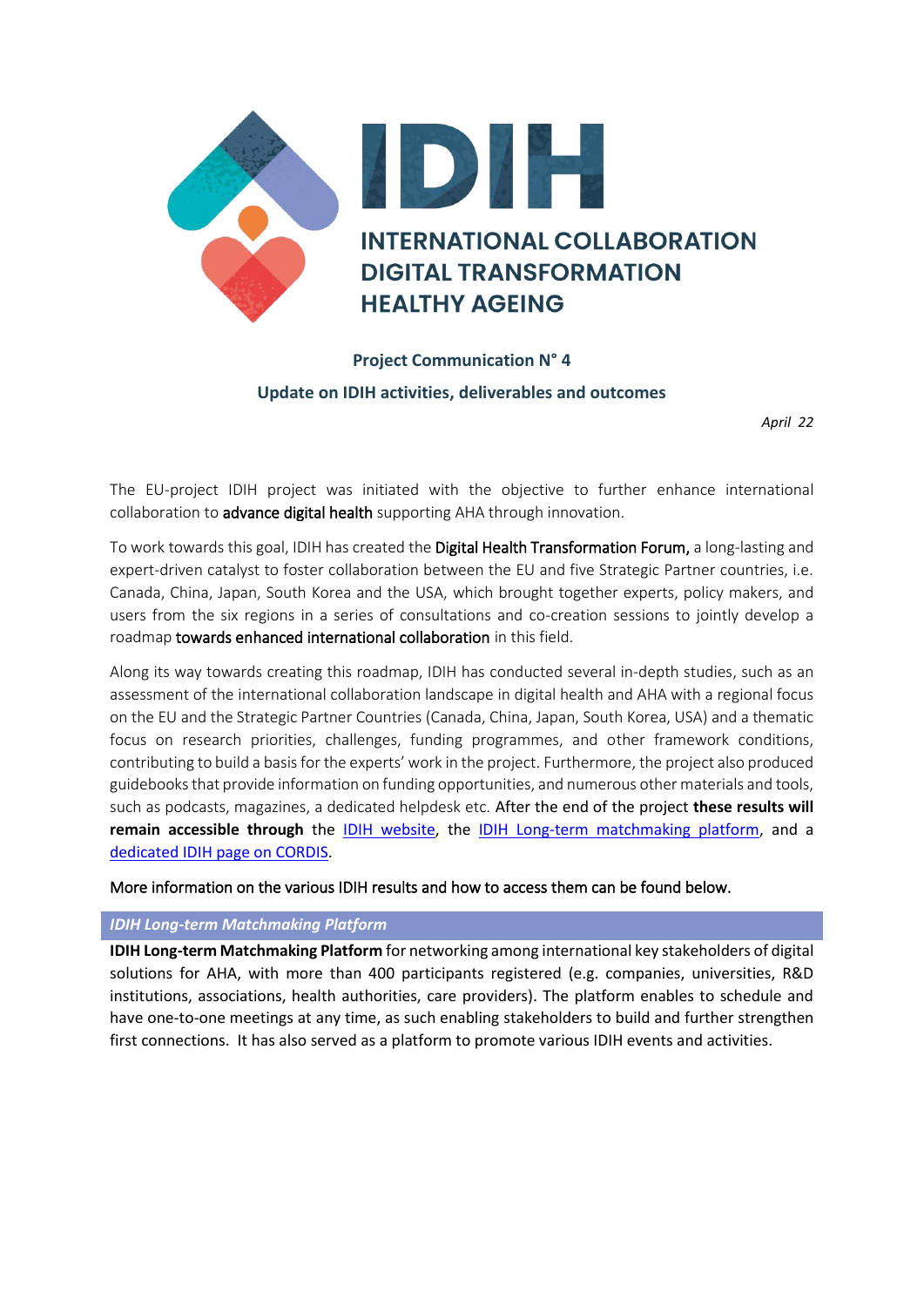# IDIH

## INTERNATIONAL COLLABORATION DIGITAL TRANSFORMATION HEALTHY AGEING

**Project Communication N° 4**

**Update on IDIH activities, deliverables and outcomes**

*April 22*

The EU-project IDIH project was initiated with the objective to further enhance international collaboration to advance digital health supporting AHA through innovation.

To work towards this goal, IDIH has created the Digital Health Transformation Forum, a long-lasting and expert-driven catalyst to foster collaboration between the EU and five Strategic Partner countries, i.e. Canada, China, Japan, South Korea and the USA, which brought together experts, policy makers, and users from the six regions in a series of consultations and co-creation sessions to jointly develop a roadmap towards enhanced international collaboration in this field.

Along its way towards creating this roadmap, IDIH has conducted several in-depth studies, such as an assessment of the international collaboration landscape in digital health and AHA with a regional focus on the EU and the Strategic Partner Countries (Canada, China, Japan, South Korea, USA) and a thematic focus on research priorities, challenges, funding programmes, and other framework conditions, contributing to build a basis for the experts' work in the project. Furthermore, the project also produced guidebooks that provide information on funding opportunities, and numerous other materials and tools, such as podcasts, magazines, a dedicated helpdesk etc. After the end of the project **these results will remain accessible through** the IDIH website, the IDIH Long-term matchmaking platform, and a dedicated IDIH page on CORDIS.

More information on the various IDIH results and how to access them can be found below.

### *IDIH Long-term Matchmaking Platform*

**IDIH Long-term Matchmaking Platform** for networking among international key stakeholders of digital solutions for AHA, with more than 400 participants registered (e.g. companies, universities, R&D institutions, associations, health authorities, care providers). The platform enables to schedule and have one-to-one meetings at any time, as such enabling stakeholders to build and further strengthen first connections. It has also served as a platform to promote various IDIH events and activities.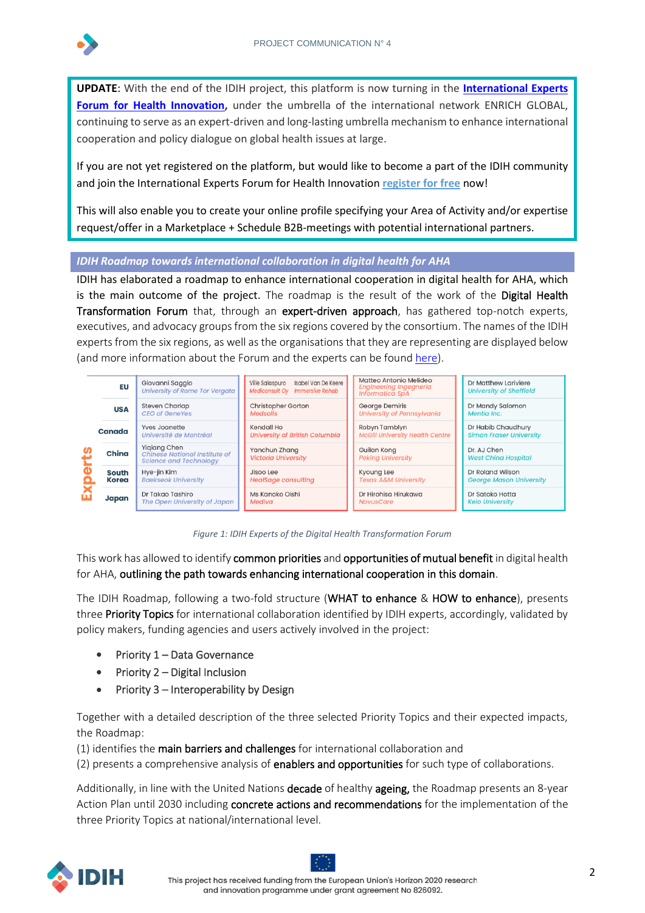**UPDATE**: With the end of the IDIH project, this platform is now turning in the **International Experts Forum for Health Innovation**, under the umbrella of the international network ENRICH GLOBAL, continuing to serve as an expert-driven and long-lasting umbrella mechanism to enhance international cooperation and policy dialogue on global health issues at large.

If you are not yet registered on the platform, but would like to become a part of the IDIH community and join the International Experts Forum for Health Innovation register for free now!

This will also enable you to create your online profile specifying your Area of Activity and/or expertise request/offer in a Marketplace + Schedule B2B-meetings with potential international partners.

## *IDIH Roadmap towards international collaboration in digital health for AHA*

IDIH has elaborated a roadmap to enhance international cooperation in digital health for AHA, which is the main outcome of the project. The roadmap is the result of the work of the Digital Health Transformation Forum that, through an expert-driven approach, has gathered top-notch experts, executives, and advocacy groups from the six regions covered by the consortium. The names of the IDIH experts from the six regions, as well as the organisations that they are representing are displayed below (and more information about the Forum and the experts can be found here).

| Experts | | | | |
|---|---|---|---|---|
| **EU** | Giovanni Saggio, *University of Rome Tor Vergata* | Ville Salaspuro, *Mediconsult Oy*; Isabel Van De Keere, *Immersive Rehab* | Matteo Antonio Melideo, *Engineering Ingegneria Informatica SpA* | Dr Matthew Lariviere, *University of Sheffield* |
| **USA** | Steven Charlap, *CEO of GeneYes* | Christopher Gorton, *Medsolis* | George Demiris, *University of Pennsylvania* | Dr Mandy Salomon, *Mentia Inc.* |
| **Canada** | Yves Joanette, *Université de Montréal* | Kendall Ho, *University of British Columbia* | Robyn Tamblyn, *McGill University Health Centre* | Dr Habib Chaudhury, *Simon Fraser University* |
| **China** | Yiqiang Chen, *Chinese National Institute of Science and Technology* | Yanchun Zhang, *Victoria University* | Guilan Kong, *Peking University* | Dr. AJ Chen, *West China Hospital* |
| **South Korea** | Hye-jin Kim, *Baekseok University* | Jisoo Lee, *HealSage consulting* | Kyoung Lee, *Texas A&M University* | Dr Roland Wilson, *George Mason University* |
| **Japan** | Dr Takao Tashiro, *The Open University of Japan* | Ms Kanoko Oishi, *Mediva* | Dr Hirohisa Hirukawa, *NovusCare* | Dr Satoko Hotta, *Keio University* |

*Figure 1: IDIH Experts of the Digital Health Transformation Forum*

This work has allowed to identify common priorities and opportunities of mutual benefit in digital health for AHA, outlining the path towards enhancing international cooperation in this domain.

The IDIH Roadmap, following a two-fold structure (WHAT to enhance & HOW to enhance), presents three Priority Topics for international collaboration identified by IDIH experts, accordingly, validated by policy makers, funding agencies and users actively involved in the project:

- Priority 1 – Data Governance
- Priority 2 – Digital Inclusion
- Priority 3 – Interoperability by Design

Together with a detailed description of the three selected Priority Topics and their expected impacts, the Roadmap:
(1) identifies the main barriers and challenges for international collaboration and
(2) presents a comprehensive analysis of enablers and opportunities for such type of collaborations.

Additionally, in line with the United Nations decade of healthy ageing, the Roadmap presents an 8-year Action Plan until 2030 including concrete actions and recommendations for the implementation of the three Priority Topics at national/international level.

This project has received funding from the European Union's Horizon 2020 research and innovation programme under grant agreement No 826092.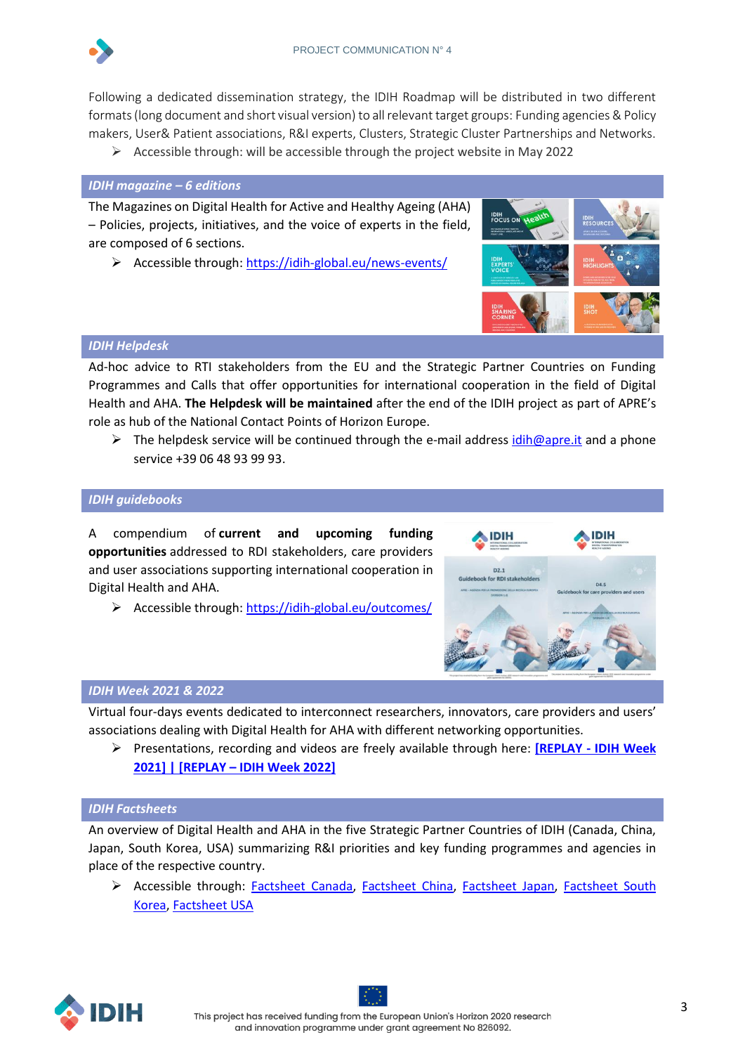Following a dedicated dissemination strategy, the IDIH Roadmap will be distributed in two different formats (long document and short visual version) to all relevant target groups: Funding agencies & Policy makers, User& Patient associations, R&I experts, Clusters, Strategic Cluster Partnerships and Networks.

- Accessible through: will be accessible through the project website in May 2022

## *IDIH magazine – 6 editions*

The Magazines on Digital Health for Active and Healthy Ageing (AHA) – Policies, projects, initiatives, and the voice of experts in the field, are composed of 6 sections.

- Accessible through: https://idih-global.eu/news-events/

## *IDIH Helpdesk*

Ad-hoc advice to RTI stakeholders from the EU and the Strategic Partner Countries on Funding Programmes and Calls that offer opportunities for international cooperation in the field of Digital Health and AHA. **The Helpdesk will be maintained** after the end of the IDIH project as part of APRE's role as hub of the National Contact Points of Horizon Europe.

- The helpdesk service will be continued through the e-mail address idih@apre.it and a phone service +39 06 48 93 99 93.

## *IDIH guidebooks*

A compendium of **current and upcoming funding opportunities** addressed to RDI stakeholders, care providers and user associations supporting international cooperation in Digital Health and AHA.

- Accessible through: https://idih-global.eu/outcomes/

## *IDIH Week 2021 & 2022*

Virtual four-days events dedicated to interconnect researchers, innovators, care providers and users' associations dealing with Digital Health for AHA with different networking opportunities.

- Presentations, recording and videos are freely available through here: **[REPLAY - IDIH Week 2021] | [REPLAY – IDIH Week 2022]**

## *IDIH Factsheets*

An overview of Digital Health and AHA in the five Strategic Partner Countries of IDIH (Canada, China, Japan, South Korea, USA) summarizing R&I priorities and key funding programmes and agencies in place of the respective country.

- Accessible through: Factsheet Canada, Factsheet China, Factsheet Japan, Factsheet South Korea, Factsheet USA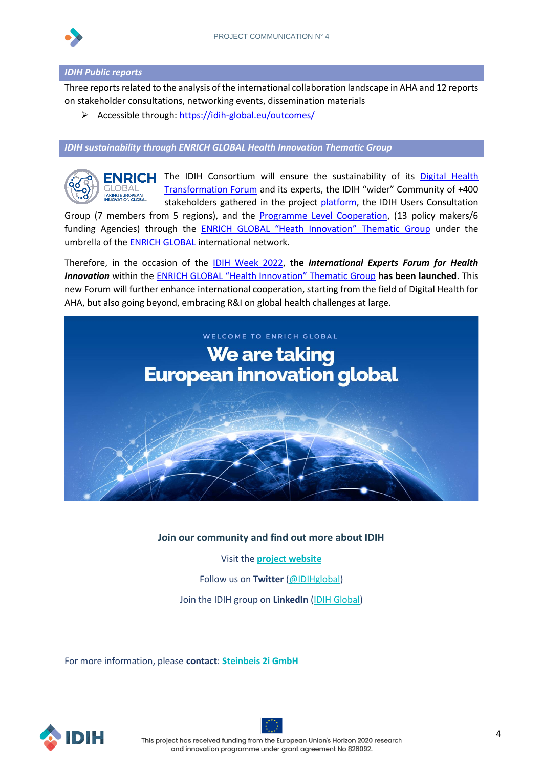## *IDIH Public reports*

Three reports related to the analysis of the international collaboration landscape in AHA and 12 reports on stakeholder consultations, networking events, dissemination materials

- Accessible through: https://idih-global.eu/outcomes/

## *IDIH sustainability through ENRICH GLOBAL Health Innovation Thematic Group*

The IDIH Consortium will ensure the sustainability of its Digital Health Transformation Forum and its experts, the IDIH "wider" Community of +400 stakeholders gathered in the project platform, the IDIH Users Consultation Group (7 members from 5 regions), and the Programme Level Cooperation, (13 policy makers/6 funding Agencies) through the ENRICH GLOBAL "Heath Innovation" Thematic Group under the umbrella of the ENRICH GLOBAL international network.

Therefore, in the occasion of the IDIH Week 2022, **the** ***International Experts Forum for Health Innovation*** within the ENRICH GLOBAL "Health Innovation" Thematic Group **has been launched**. This new Forum will further enhance international cooperation, starting from the field of Digital Health for AHA, but also going beyond, embracing R&I on global health challenges at large.

**Join our community and find out more about IDIH**

Visit the **project website**

Follow us on **Twitter** (@IDIHglobal)

Join the IDIH group on **LinkedIn** (IDIH Global)

For more information, please **contact**: **Steinbeis 2i GmbH**

This project has received funding from the European Union's Horizon 2020 research and innovation programme under grant agreement No 826092.